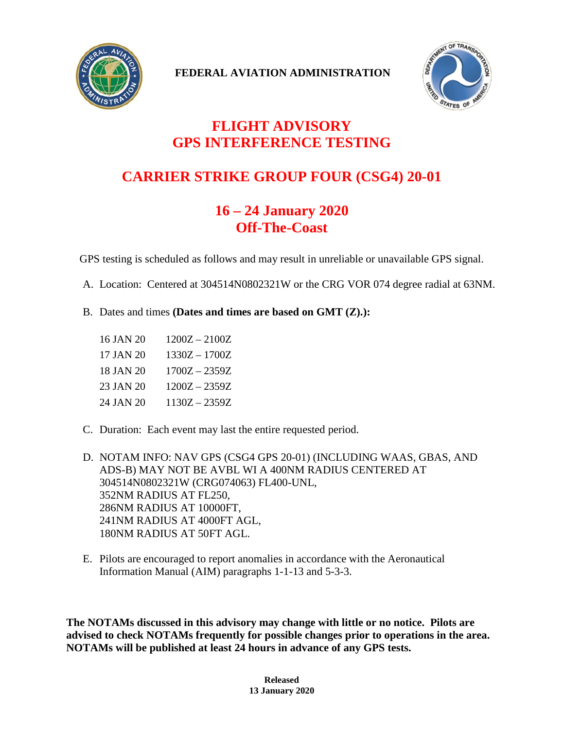**FEDERAL AVIATION ADMINISTRATION**

# FLIGHT ADVISORY
# GPS INTERFERENCE TESTING

## CARRIER STRIKE GROUP FOUR (CSG4) 20-01

## 16 – 24 January 2020
## Off-The-Coast

GPS testing is scheduled as follows and may result in unreliable or unavailable GPS signal.

A. Location: Centered at 304514N0802321W or the CRG VOR 074 degree radial at 63NM.

B. Dates and times **(Dates and times are based on GMT (Z).):**

| | |
|---|---|
| 16 JAN 20 | 1200Z – 2100Z |
| 17 JAN 20 | 1330Z – 1700Z |
| 18 JAN 20 | 1700Z – 2359Z |
| 23 JAN 20 | 1200Z – 2359Z |
| 24 JAN 20 | 1130Z – 2359Z |

C. Duration: Each event may last the entire requested period.

D. NOTAM INFO: NAV GPS (CSG4 GPS 20-01) (INCLUDING WAAS, GBAS, AND ADS-B) MAY NOT BE AVBL WI A 400NM RADIUS CENTERED AT 304514N0802321W (CRG074063) FL400-UNL,
352NM RADIUS AT FL250,
286NM RADIUS AT 10000FT,
241NM RADIUS AT 4000FT AGL,
180NM RADIUS AT 50FT AGL.

E. Pilots are encouraged to report anomalies in accordance with the Aeronautical Information Manual (AIM) paragraphs 1-1-13 and 5-3-3.

**The NOTAMs discussed in this advisory may change with little or no notice. Pilots are advised to check NOTAMs frequently for possible changes prior to operations in the area. NOTAMs will be published at least 24 hours in advance of any GPS tests.**

**Released**
**13 January 2020**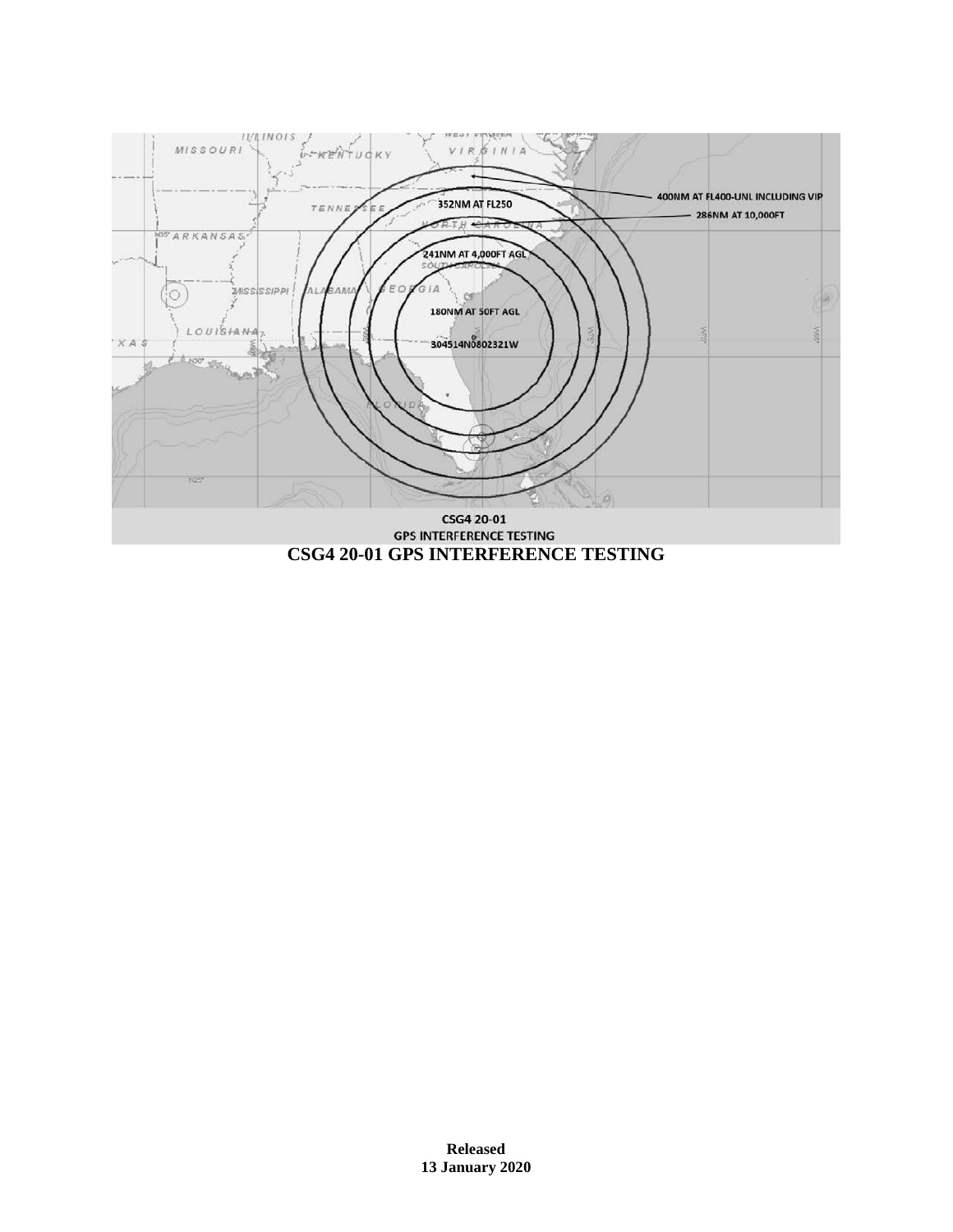400NM AT FL400-UNL INCLUDING VIP

286NM AT 10,000FT

352NM AT FL250

241NM AT 4,000FT AGL

180NM AT 50FT AGL

304514N0802321W

CSG4 20-01
GPS INTERFERENCE TESTING

**CSG4 20-01 GPS INTERFERENCE TESTING**

**Released**
**13 January 2020**